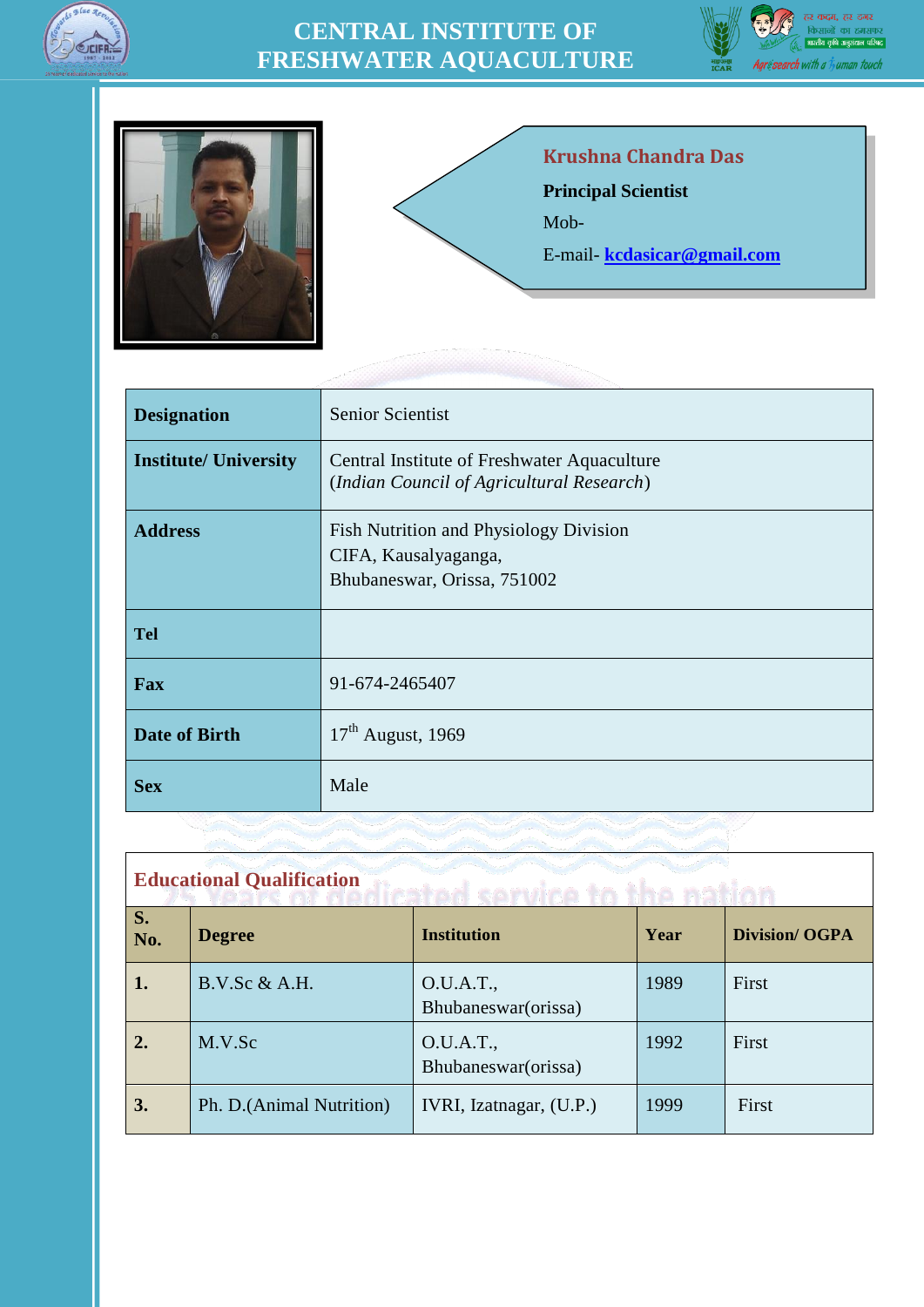# CENTRAL INSTITUTE OF FRESHWATER AQUACULTURE

**Krushna Chandra Das**

**Principal Scientist**

Mob-

E-mail- **kcdasicar@gmail.com**

| | |
|---|---|
| **Designation** | Senior Scientist |
| **Institute/ University** | Central Institute of Freshwater Aquaculture (*Indian Council of Agricultural Research*) |
| **Address** | Fish Nutrition and Physiology Division<br>CIFA, Kausalyaganga,<br>Bhubaneswar, Orissa, 751002 |
| **Tel** | |
| **Fax** | 91-674-2465407 |
| **Date of Birth** | 17th August, 1969 |
| **Sex** | Male |

## Educational Qualification

| S. No. | Degree | Institution | Year | Division/ OGPA |
|---|---|---|---|---|
| **1.** | B.V.Sc & A.H. | O.U.A.T., Bhubaneswar(orissa) | 1989 | First |
| **2.** | M.V.Sc | O.U.A.T., Bhubaneswar(orissa) | 1992 | First |
| **3.** | Ph. D.(Animal Nutrition) | IVRI, Izatnagar, (U.P.) | 1999 | First |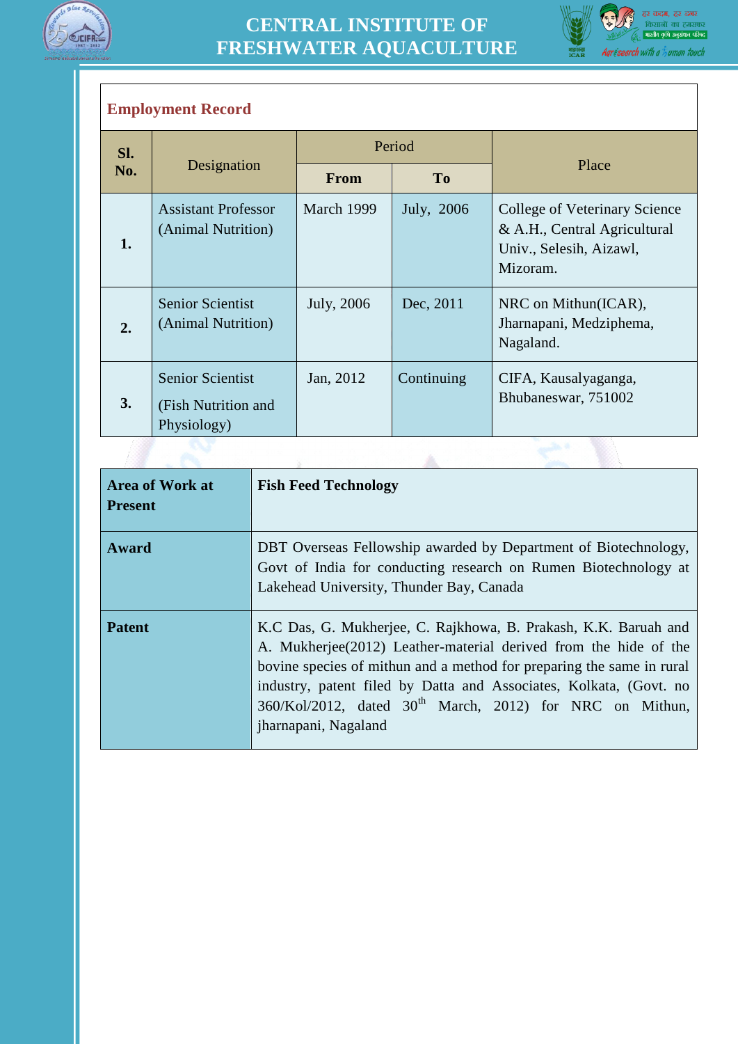## Employment Record

| Sl. No. | Designation | Period | | Place |
|---|---|---|---|---|
| | | **From** | **To** | |
| **1.** | Assistant Professor (Animal Nutrition) | March 1999 | July, 2006 | College of Veterinary Science & A.H., Central Agricultural Univ., Selesih, Aizawl, Mizoram. |
| **2.** | Senior Scientist (Animal Nutrition) | July, 2006 | Dec, 2011 | NRC on Mithun(ICAR), Jharnapani, Medziphema, Nagaland. |
| **3.** | Senior Scientist (Fish Nutrition and Physiology) | Jan, 2012 | Continuing | CIFA, Kausalyaganga, Bhubaneswar, 751002 |

| **Area of Work at Present** | **Fish Feed Technology** |
|---|---|
| **Award** | DBT Overseas Fellowship awarded by Department of Biotechnology, Govt of India for conducting research on Rumen Biotechnology at Lakehead University, Thunder Bay, Canada |
| **Patent** | K.C Das, G. Mukherjee, C. Rajkhowa, B. Prakash, K.K. Baruah and A. Mukherjee(2012) Leather-material derived from the hide of the bovine species of mithun and a method for preparing the same in rural industry, patent filed by Datta and Associates, Kolkata, (Govt. no 360/Kol/2012, dated 30th March, 2012) for NRC on Mithun, jharnapani, Nagaland |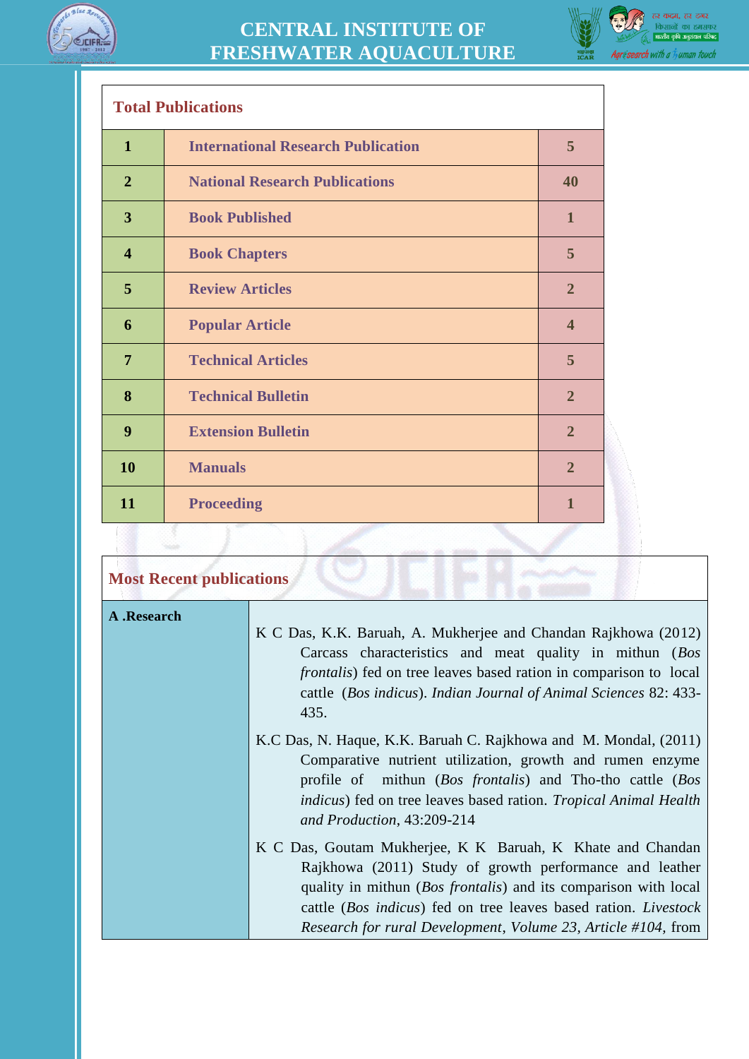## Total Publications

| | | |
|---|---|---|
| 1 | International Research Publication | 5 |
| 2 | National Research Publications | 40 |
| 3 | Book Published | 1 |
| 4 | Book Chapters | 5 |
| 5 | Review Articles | 2 |
| 6 | Popular Article | 4 |
| 7 | Technical Articles | 5 |
| 8 | Technical Bulletin | 2 |
| 9 | Extension Bulletin | 2 |
| 10 | Manuals | 2 |
| 11 | Proceeding | 1 |

## Most Recent publications

**A .Research**

K C Das, K.K. Baruah, A. Mukherjee and Chandan Rajkhowa (2012) Carcass characteristics and meat quality in mithun (*Bos frontalis*) fed on tree leaves based ration in comparison to local cattle (*Bos indicus*). *Indian Journal of Animal Sciences* 82: 433-435.

K.C Das, N. Haque, K.K. Baruah C. Rajkhowa and M. Mondal, (2011) Comparative nutrient utilization, growth and rumen enzyme profile of mithun (*Bos frontalis*) and Tho-tho cattle (*Bos indicus*) fed on tree leaves based ration. *Tropical Animal Health and Production*, 43:209-214

K C Das, Goutam Mukherjee, K K Baruah, K Khate and Chandan Rajkhowa (2011) Study of growth performance and leather quality in mithun (*Bos frontalis*) and its comparison with local cattle (*Bos indicus*) fed on tree leaves based ration. *Livestock Research for rural Development*, *Volume 23*, *Article #104*, from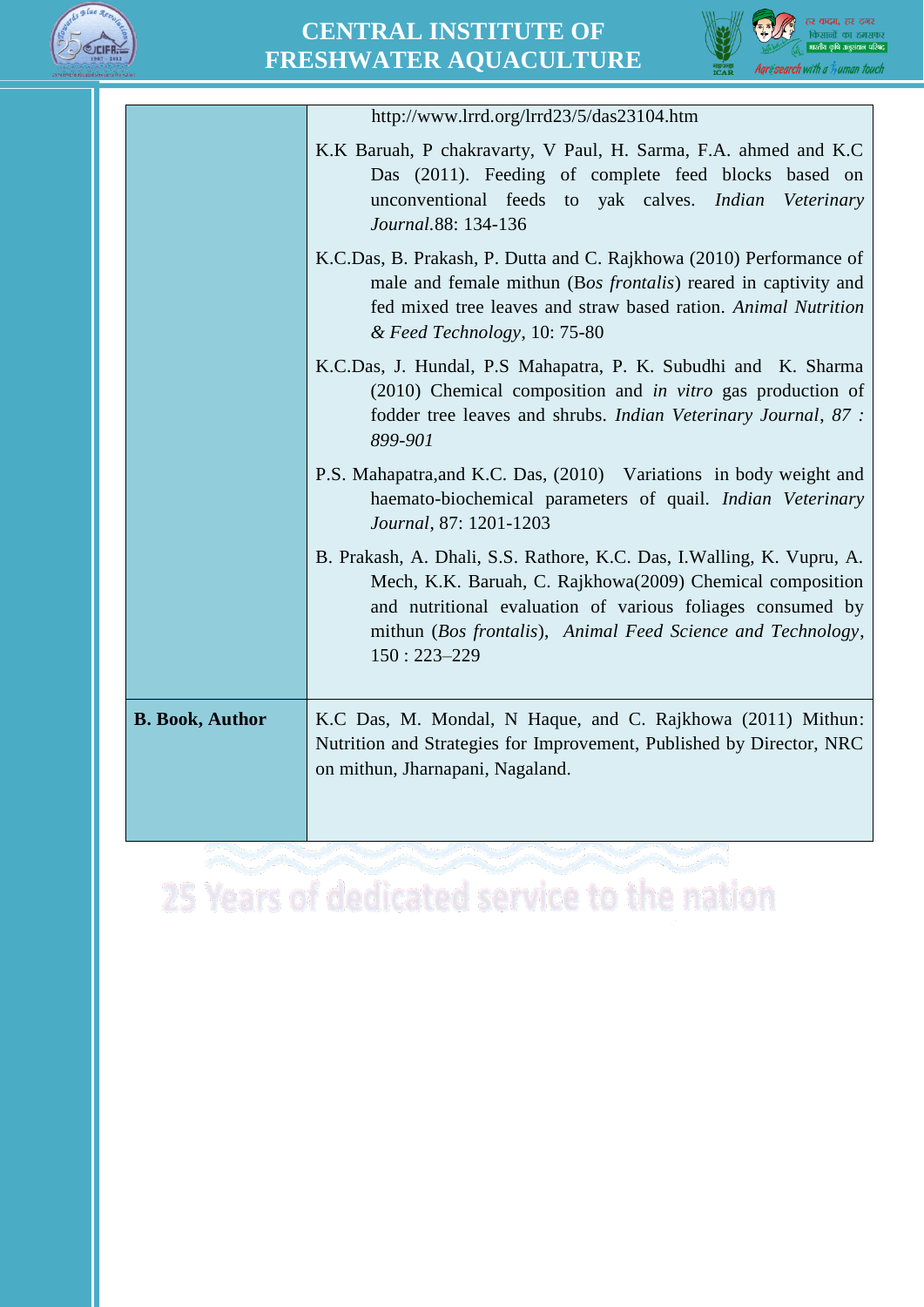| | |
|---|---|
| | http://www.lrrd.org/lrrd23/5/das23104.htm<br><br>K.K Baruah, P chakravarty, V Paul, H. Sarma, F.A. ahmed and K.C Das (2011). Feeding of complete feed blocks based on unconventional feeds to yak calves. *Indian Veterinary Journal*.88: 134-136<br><br>K.C.Das, B. Prakash, P. Dutta and C. Rajkhowa (2010) Performance of male and female mithun (B*os frontalis*) reared in captivity and fed mixed tree leaves and straw based ration. *Animal Nutrition & Feed Technology*, 10: 75-80<br><br>K.C.Das, J. Hundal, P.S Mahapatra, P. K. Subudhi and K. Sharma (2010) Chemical composition and *in vitro* gas production of fodder tree leaves and shrubs. *Indian Veterinary Journal*, *87 : 899-901*<br><br>P.S. Mahapatra,and K.C. Das, (2010) Variations in body weight and haemato-biochemical parameters of quail. *Indian Veterinary Journal*, 87: 1201-1203<br><br>B. Prakash, A. Dhali, S.S. Rathore, K.C. Das, I.Walling, K. Vupru, A. Mech, K.K. Baruah, C. Rajkhowa(2009) Chemical composition and nutritional evaluation of various foliages consumed by mithun (*Bos frontalis*), *Animal Feed Science and Technology*, 150 : 223–229 |
| **B. Book, Author** | K.C Das, M. Mondal, N Haque, and C. Rajkhowa (2011) Mithun: Nutrition and Strategies for Improvement, Published by Director, NRC on mithun, Jharnapani, Nagaland. |